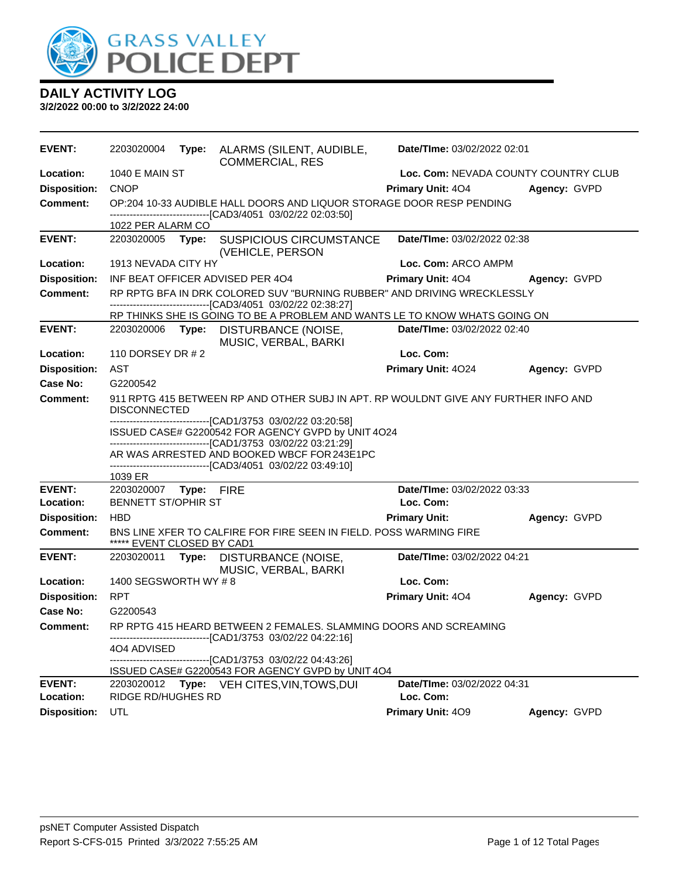# GRASS VALLEY POLICE DEPT

## DAILY ACTIVITY LOG

**3/2/2022 00:00 to 3/2/2022 24:00**

---

**EVENT:** 2203020004 **Type:** ALARMS (SILENT, AUDIBLE, COMMERCIAL, RES **Date/TIme:** 03/02/2022 02:01
**Location:** 1040 E MAIN ST **Loc. Com:** NEVADA COUNTY COUNTRY CLUB
**Disposition:** CNOP **Primary Unit:** 4O4 **Agency:** GVPD
**Comment:** OP:204 10-33 AUDIBLE HALL DOORS AND LIQUOR STORAGE DOOR RESP PENDING
------------------------------[CAD3/4051 03/02/22 02:03:50]
1022 PER ALARM CO

---

**EVENT:** 2203020005 **Type:** SUSPICIOUS CIRCUMSTANCE (VEHICLE, PERSON **Date/TIme:** 03/02/2022 02:38
**Location:** 1913 NEVADA CITY HY **Loc. Com:** ARCO AMPM
**Disposition:** INF BEAT OFFICER ADVISED PER 4O4 **Primary Unit:** 4O4 **Agency:** GVPD
**Comment:** RP RPTG BFA IN DRK COLORED SUV "BURNING RUBBER" AND DRIVING WRECKLESSLY
------------------------------[CAD3/4051 03/02/22 02:38:27]
RP THINKS SHE IS GOING TO BE A PROBLEM AND WANTS LE TO KNOW WHATS GOING ON

---

**EVENT:** 2203020006 **Type:** DISTURBANCE (NOISE, MUSIC, VERBAL, BARKI **Date/TIme:** 03/02/2022 02:40
**Location:** 110 DORSEY DR # 2 **Loc. Com:**
**Disposition:** AST **Primary Unit:** 4O24 **Agency:** GVPD
**Case No:** G2200542
**Comment:** 911 RPTG 415 BETWEEN RP AND OTHER SUBJ IN APT. RP WOULDNT GIVE ANY FURTHER INFO AND DISCONNECTED
------------------------------[CAD1/3753 03/02/22 03:20:58]
ISSUED CASE# G2200542 FOR AGENCY GVPD by UNIT 4O24
------------------------------[CAD1/3753 03/02/22 03:21:29]
AR WAS ARRESTED AND BOOKED WBCF FOR 243E1PC
------------------------------[CAD3/4051 03/02/22 03:49:10]
1039 ER

---

**EVENT:** 2203020007 **Type:** FIRE **Date/TIme:** 03/02/2022 03:33
**Location:** BENNETT ST/OPHIR ST **Loc. Com:**
**Disposition:** HBD **Primary Unit:** **Agency:** GVPD
**Comment:** BNS LINE XFER TO CALFIRE FOR FIRE SEEN IN FIELD. POSS WARMING FIRE
***** EVENT CLOSED BY CAD1

---

**EVENT:** 2203020011 **Type:** DISTURBANCE (NOISE, MUSIC, VERBAL, BARKI **Date/TIme:** 03/02/2022 04:21
**Location:** 1400 SEGSWORTH WY # 8 **Loc. Com:**
**Disposition:** RPT **Primary Unit:** 4O4 **Agency:** GVPD
**Case No:** G2200543
**Comment:** RP RPTG 415 HEARD BETWEEN 2 FEMALES. SLAMMING DOORS AND SCREAMING
------------------------------[CAD1/3753 03/02/22 04:22:16]
4O4 ADVISED
------------------------------[CAD1/3753 03/02/22 04:43:26]
ISSUED CASE# G2200543 FOR AGENCY GVPD by UNIT 4O4

---

**EVENT:** 2203020012 **Type:** VEH CITES,VIN,TOWS,DUI **Date/TIme:** 03/02/2022 04:31
**Location:** RIDGE RD/HUGHES RD **Loc. Com:**
**Disposition:** UTL **Primary Unit:** 4O9 **Agency:** GVPD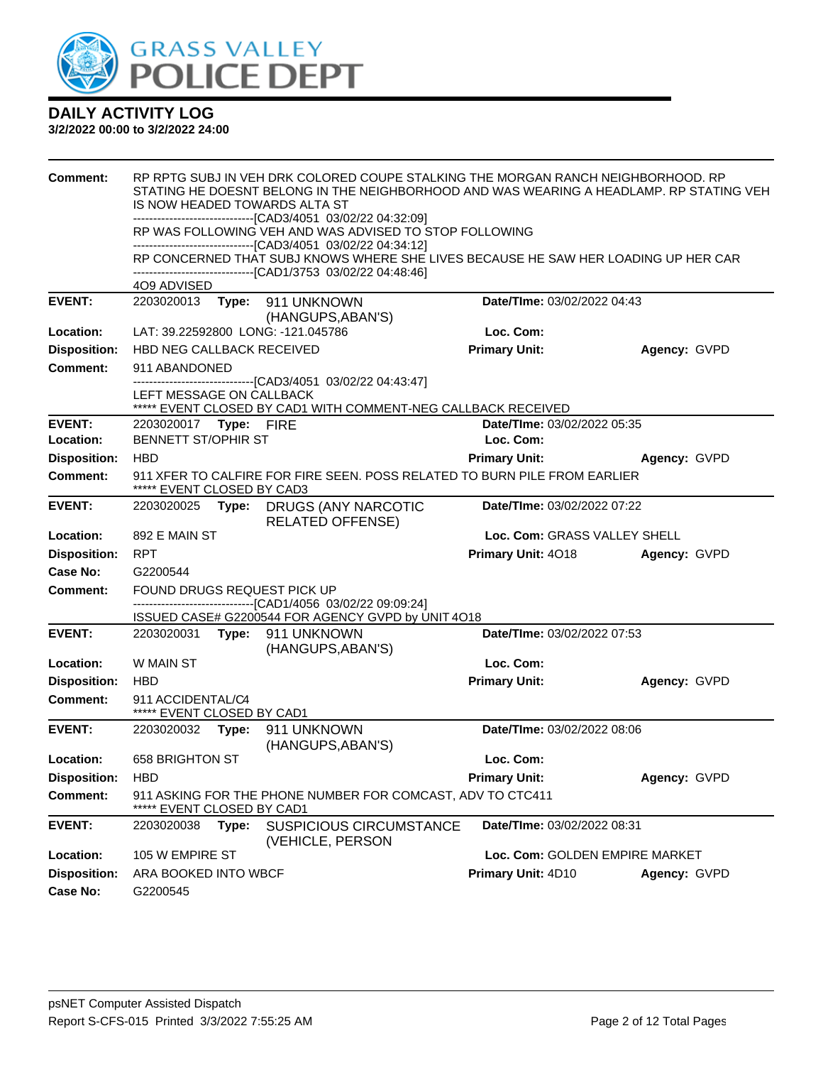# GRASS VALLEY POLICE DEPT

## DAILY ACTIVITY LOG

**3/2/2022 00:00 to 3/2/2022 24:00**

**Comment:** RP RPTG SUBJ IN VEH DRK COLORED COUPE STALKING THE MORGAN RANCH NEIGHBORHOOD. RP STATING HE DOESNT BELONG IN THE NEIGHBORHOOD AND WAS WEARING A HEADLAMP. RP STATING VEH IS NOW HEADED TOWARDS ALTA ST
------------------------------[CAD3/4051 03/02/22 04:32:09]
RP WAS FOLLOWING VEH AND WAS ADVISED TO STOP FOLLOWING
------------------------------[CAD3/4051 03/02/22 04:34:12]
RP CONCERNED THAT SUBJ KNOWS WHERE SHE LIVES BECAUSE HE SAW HER LOADING UP HER CAR
------------------------------[CAD1/3753 03/02/22 04:48:46]
4O9 ADVISED

---

**EVENT:** 2203020013 **Type:** 911 UNKNOWN (HANGUPS,ABAN'S) **Date/TIme:** 03/02/2022 04:43
**Location:** LAT: 39.22592800 LONG: -121.045786 **Loc. Com:**
**Disposition:** HBD NEG CALLBACK RECEIVED **Primary Unit:** **Agency:** GVPD
**Comment:** 911 ABANDONED
------------------------------[CAD3/4051 03/02/22 04:43:47]
LEFT MESSAGE ON CALLBACK
***** EVENT CLOSED BY CAD1 WITH COMMENT-NEG CALLBACK RECEIVED

---

**EVENT:** 2203020017 **Type:** FIRE **Date/TIme:** 03/02/2022 05:35
**Location:** BENNETT ST/OPHIR ST **Loc. Com:**
**Disposition:** HBD **Primary Unit:** **Agency:** GVPD
**Comment:** 911 XFER TO CALFIRE FOR FIRE SEEN. POSS RELATED TO BURN PILE FROM EARLIER
***** EVENT CLOSED BY CAD3

---

**EVENT:** 2203020025 **Type:** DRUGS (ANY NARCOTIC RELATED OFFENSE) **Date/TIme:** 03/02/2022 07:22
**Location:** 892 E MAIN ST **Loc. Com:** GRASS VALLEY SHELL
**Disposition:** RPT **Primary Unit:** 4O18 **Agency:** GVPD
**Case No:** G2200544
**Comment:** FOUND DRUGS REQUEST PICK UP
------------------------------[CAD1/4056 03/02/22 09:09:24]
ISSUED CASE# G2200544 FOR AGENCY GVPD by UNIT 4O18

---

**EVENT:** 2203020031 **Type:** 911 UNKNOWN (HANGUPS,ABAN'S) **Date/TIme:** 03/02/2022 07:53
**Location:** W MAIN ST **Loc. Com:**
**Disposition:** HBD **Primary Unit:** **Agency:** GVPD
**Comment:** 911 ACCIDENTAL/C4
***** EVENT CLOSED BY CAD1

---

**EVENT:** 2203020032 **Type:** 911 UNKNOWN (HANGUPS,ABAN'S) **Date/TIme:** 03/02/2022 08:06
**Location:** 658 BRIGHTON ST **Loc. Com:**
**Disposition:** HBD **Primary Unit:** **Agency:** GVPD
**Comment:** 911 ASKING FOR THE PHONE NUMBER FOR COMCAST, ADV TO CTC411
***** EVENT CLOSED BY CAD1

---

**EVENT:** 2203020038 **Type:** SUSPICIOUS CIRCUMSTANCE (VEHICLE, PERSON **Date/TIme:** 03/02/2022 08:31
**Location:** 105 W EMPIRE ST **Loc. Com:** GOLDEN EMPIRE MARKET
**Disposition:** ARA BOOKED INTO WBCF **Primary Unit:** 4D10 **Agency:** GVPD
**Case No:** G2200545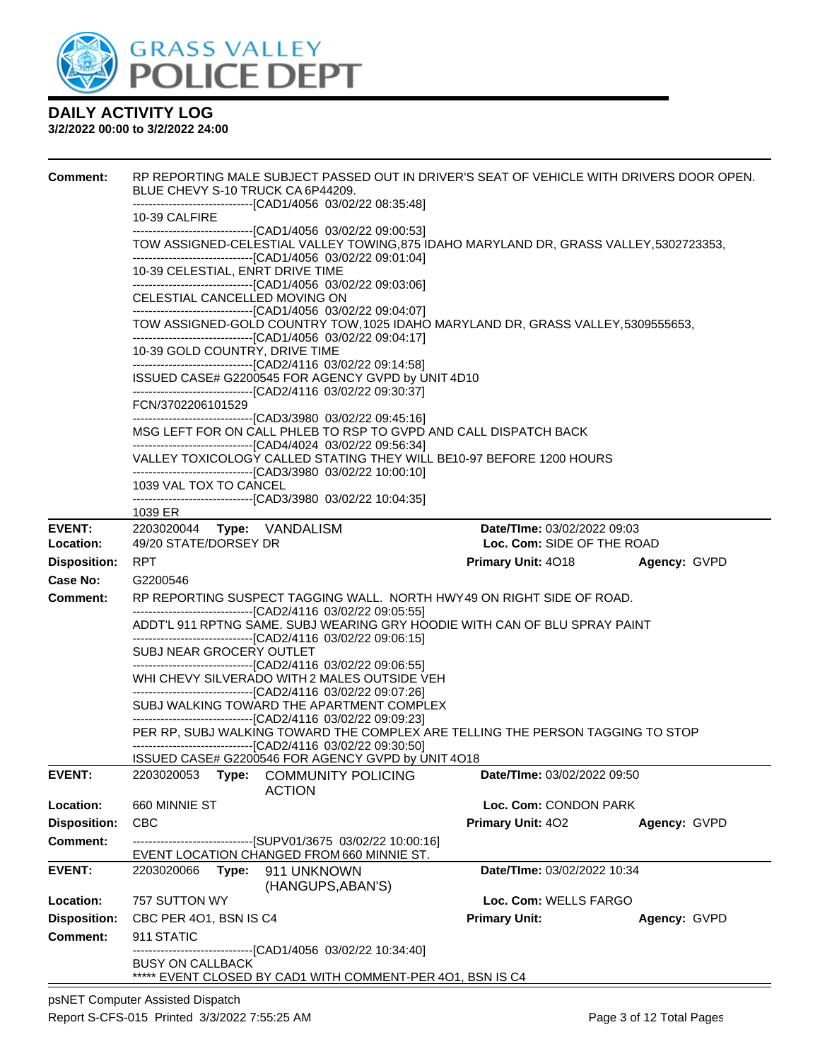# DAILY ACTIVITY LOG

**3/2/2022 00:00 to 3/2/2022 24:00**

**Comment:** RP REPORTING MALE SUBJECT PASSED OUT IN DRIVER'S SEAT OF VEHICLE WITH DRIVERS DOOR OPEN. BLUE CHEVY S-10 TRUCK CA 6P44209.
------------------------------[CAD1/4056 03/02/22 08:35:48]
10-39 CALFIRE
------------------------------[CAD1/4056 03/02/22 09:00:53]
TOW ASSIGNED-CELESTIAL VALLEY TOWING,875 IDAHO MARYLAND DR, GRASS VALLEY,5302723353,
------------------------------[CAD1/4056 03/02/22 09:01:04]
10-39 CELESTIAL, ENRT DRIVE TIME
------------------------------[CAD1/4056 03/02/22 09:03:06]
CELESTIAL CANCELLED MOVING ON
------------------------------[CAD1/4056 03/02/22 09:04:07]
TOW ASSIGNED-GOLD COUNTRY TOW,1025 IDAHO MARYLAND DR, GRASS VALLEY,5309555653,
------------------------------[CAD1/4056 03/02/22 09:04:17]
10-39 GOLD COUNTRY, DRIVE TIME
------------------------------[CAD2/4116 03/02/22 09:14:58]
ISSUED CASE# G2200545 FOR AGENCY GVPD by UNIT 4D10
------------------------------[CAD2/4116 03/02/22 09:30:37]
FCN/3702206101529
------------------------------[CAD3/3980 03/02/22 09:45:16]
MSG LEFT FOR ON CALL PHLEB TO RSP TO GVPD AND CALL DISPATCH BACK
------------------------------[CAD4/4024 03/02/22 09:56:34]
VALLEY TOXICOLOGY CALLED STATING THEY WILL BE10-97 BEFORE 1200 HOURS
------------------------------[CAD3/3980 03/02/22 10:00:10]
1039 VAL TOX TO CANCEL
------------------------------[CAD3/3980 03/02/22 10:04:35]
1039 ER

---

**EVENT:** 2203020044 **Type:** VANDALISM **Date/TIme:** 03/02/2022 09:03
**Location:** 49/20 STATE/DORSEY DR **Loc. Com:** SIDE OF THE ROAD
**Disposition:** RPT **Primary Unit:** 4O18 **Agency:** GVPD
**Case No:** G2200546
**Comment:** RP REPORTING SUSPECT TAGGING WALL. NORTH HWY49 ON RIGHT SIDE OF ROAD.
------------------------------[CAD2/4116 03/02/22 09:05:55]
ADDT'L 911 RPTNG SAME. SUBJ WEARING GRY HOODIE WITH CAN OF BLU SPRAY PAINT
------------------------------[CAD2/4116 03/02/22 09:06:15]
SUBJ NEAR GROCERY OUTLET
------------------------------[CAD2/4116 03/02/22 09:06:55]
WHI CHEVY SILVERADO WITH 2 MALES OUTSIDE VEH
------------------------------[CAD2/4116 03/02/22 09:07:26]
SUBJ WALKING TOWARD THE APARTMENT COMPLEX
------------------------------[CAD2/4116 03/02/22 09:09:23]
PER RP, SUBJ WALKING TOWARD THE COMPLEX ARE TELLING THE PERSON TAGGING TO STOP
------------------------------[CAD2/4116 03/02/22 09:30:50]
ISSUED CASE# G2200546 FOR AGENCY GVPD by UNIT 4O18

---

**EVENT:** 2203020053 **Type:** COMMUNITY POLICING ACTION **Date/TIme:** 03/02/2022 09:50
**Location:** 660 MINNIE ST **Loc. Com:** CONDON PARK
**Disposition:** CBC **Primary Unit:** 4O2 **Agency:** GVPD
**Comment:** ------------------------------[SUPV01/3675 03/02/22 10:00:16]
EVENT LOCATION CHANGED FROM 660 MINNIE ST.

---

**EVENT:** 2203020066 **Type:** 911 UNKNOWN (HANGUPS,ABAN'S) **Date/TIme:** 03/02/2022 10:34
**Location:** 757 SUTTON WY **Loc. Com:** WELLS FARGO
**Disposition:** CBC PER 4O1, BSN IS C4 **Primary Unit:** **Agency:** GVPD
**Comment:** 911 STATIC
------------------------------[CAD1/4056 03/02/22 10:34:40]
BUSY ON CALLBACK
***** EVENT CLOSED BY CAD1 WITH COMMENT-PER 4O1, BSN IS C4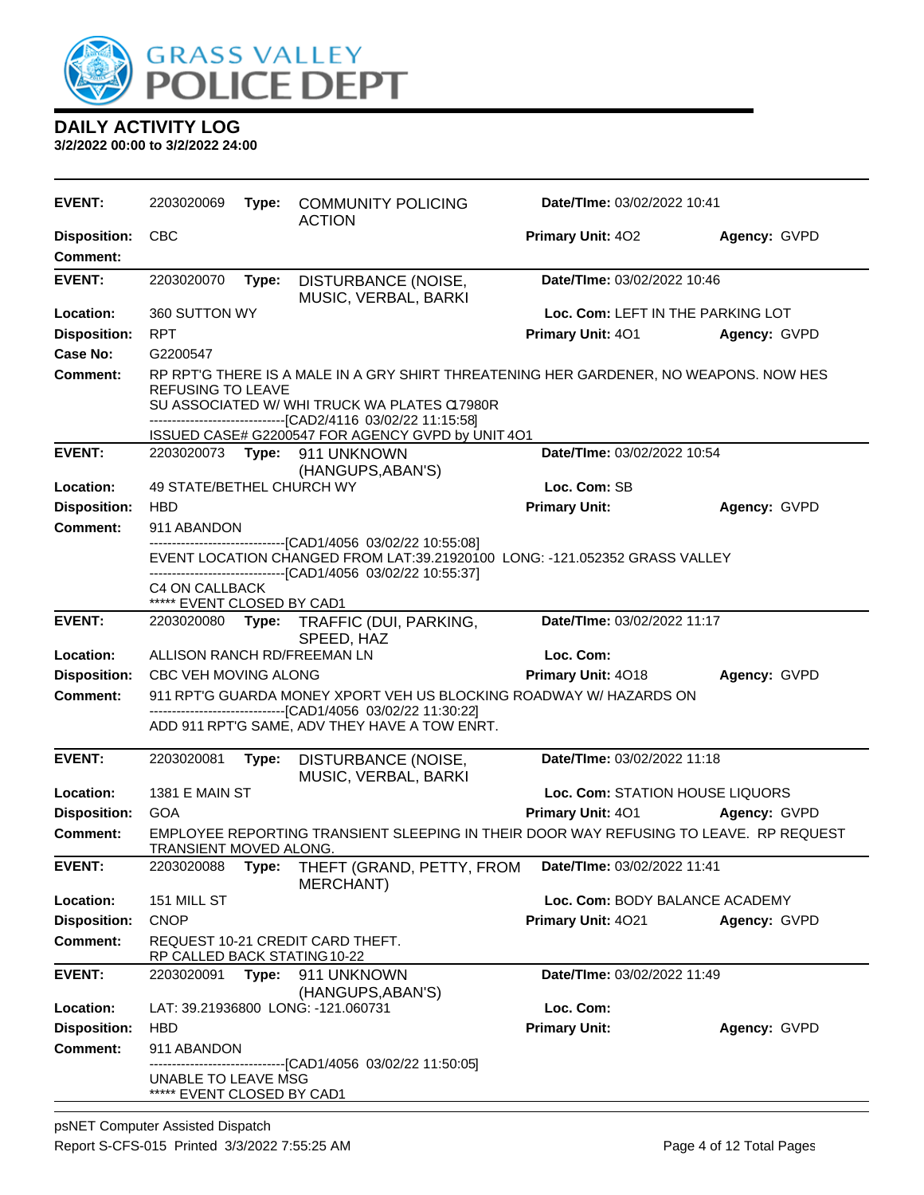# GRASS VALLEY POLICE DEPT

## DAILY ACTIVITY LOG

**3/2/2022 00:00 to 3/2/2022 24:00**

---

**EVENT:** 2203020069 **Type:** COMMUNITY POLICING ACTION **Date/TIme:** 03/02/2022 10:41
**Disposition:** CBC **Primary Unit:** 4O2 **Agency:** GVPD
**Comment:**

---

**EVENT:** 2203020070 **Type:** DISTURBANCE (NOISE, MUSIC, VERBAL, BARKI **Date/TIme:** 03/02/2022 10:46
**Location:** 360 SUTTON WY **Loc. Com:** LEFT IN THE PARKING LOT
**Disposition:** RPT **Primary Unit:** 4O1 **Agency:** GVPD
**Case No:** G2200547
**Comment:** RP RPT'G THERE IS A MALE IN A GRY SHIRT THREATENING HER GARDENER, NO WEAPONS. NOW HES REFUSING TO LEAVE
SU ASSOCIATED W/ WHI TRUCK WA PLATES C17980R
-------------------------------[CAD2/4116 03/02/22 11:15:58]
ISSUED CASE# G2200547 FOR AGENCY GVPD by UNIT 4O1

---

**EVENT:** 2203020073 **Type:** 911 UNKNOWN (HANGUPS,ABAN'S) **Date/TIme:** 03/02/2022 10:54
**Location:** 49 STATE/BETHEL CHURCH WY **Loc. Com:** SB
**Disposition:** HBD **Primary Unit:** **Agency:** GVPD
**Comment:** 911 ABANDON
-------------------------------[CAD1/4056 03/02/22 10:55:08]
EVENT LOCATION CHANGED FROM LAT:39.21920100 LONG: -121.052352 GRASS VALLEY
-------------------------------[CAD1/4056 03/02/22 10:55:37]
C4 ON CALLBACK
***** EVENT CLOSED BY CAD1

---

**EVENT:** 2203020080 **Type:** TRAFFIC (DUI, PARKING, SPEED, HAZ **Date/TIme:** 03/02/2022 11:17
**Location:** ALLISON RANCH RD/FREEMAN LN **Loc. Com:**
**Disposition:** CBC VEH MOVING ALONG **Primary Unit:** 4O18 **Agency:** GVPD
**Comment:** 911 RPT'G GUARDA MONEY XPORT VEH US BLOCKING ROADWAY W/ HAZARDS ON
-------------------------------[CAD1/4056 03/02/22 11:30:22]
ADD 911 RPT'G SAME, ADV THEY HAVE A TOW ENRT.

---

**EVENT:** 2203020081 **Type:** DISTURBANCE (NOISE, MUSIC, VERBAL, BARKI **Date/TIme:** 03/02/2022 11:18
**Location:** 1381 E MAIN ST **Loc. Com:** STATION HOUSE LIQUORS
**Disposition:** GOA **Primary Unit:** 4O1 **Agency:** GVPD
**Comment:** EMPLOYEE REPORTING TRANSIENT SLEEPING IN THEIR DOOR WAY REFUSING TO LEAVE. RP REQUEST TRANSIENT MOVED ALONG.

---

**EVENT:** 2203020088 **Type:** THEFT (GRAND, PETTY, FROM MERCHANT) **Date/TIme:** 03/02/2022 11:41
**Location:** 151 MILL ST **Loc. Com:** BODY BALANCE ACADEMY
**Disposition:** CNOP **Primary Unit:** 4O21 **Agency:** GVPD
**Comment:** REQUEST 10-21 CREDIT CARD THEFT.
RP CALLED BACK STATING 10-22

---

**EVENT:** 2203020091 **Type:** 911 UNKNOWN (HANGUPS,ABAN'S) **Date/TIme:** 03/02/2022 11:49
**Location:** LAT: 39.21936800 LONG: -121.060731 **Loc. Com:**
**Disposition:** HBD **Primary Unit:** **Agency:** GVPD
**Comment:** 911 ABANDON
-------------------------------[CAD1/4056 03/02/22 11:50:05]
UNABLE TO LEAVE MSG
***** EVENT CLOSED BY CAD1

---

psNET Computer Assisted Dispatch
Report S-CFS-015 Printed 3/3/2022 7:55:25 AM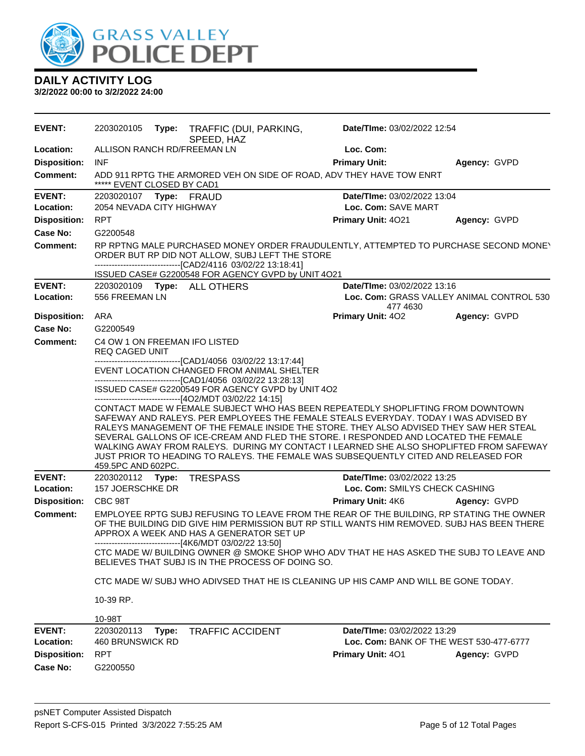# DAILY ACTIVITY LOG

**3/2/2022 00:00 to 3/2/2022 24:00**

**EVENT:** 2203020105 **Type:** TRAFFIC (DUI, PARKING, SPEED, HAZ **Date/TIme:** 03/02/2022 12:54
**Location:** ALLISON RANCH RD/FREEMAN LN **Loc. Com:**
**Disposition:** INF **Primary Unit:** **Agency:** GVPD
**Comment:** ADD 911 RPTG THE ARMORED VEH ON SIDE OF ROAD, ADV THEY HAVE TOW ENRT
***** EVENT CLOSED BY CAD1

---

**EVENT:** 2203020107 **Type:** FRAUD **Date/TIme:** 03/02/2022 13:04
**Location:** 2054 NEVADA CITY HIGHWAY **Loc. Com:** SAVE MART
**Disposition:** RPT **Primary Unit:** 4O21 **Agency:** GVPD
**Case No:** G2200548
**Comment:** RP RPTNG MALE PURCHASED MONEY ORDER FRAUDULENTLY, ATTEMPTED TO PURCHASE SECOND MONEY ORDER BUT RP DID NOT ALLOW, SUBJ LEFT THE STORE
------------------------------[CAD2/4116 03/02/22 13:18:41]
ISSUED CASE# G2200548 FOR AGENCY GVPD by UNIT 4O21

---

**EVENT:** 2203020109 **Type:** ALL OTHERS **Date/TIme:** 03/02/2022 13:16
**Location:** 556 FREEMAN LN **Loc. Com:** GRASS VALLEY ANIMAL CONTROL 530 477 4630
**Disposition:** ARA **Primary Unit:** 4O2 **Agency:** GVPD
**Case No:** G2200549
**Comment:** C4 OW 1 ON FREEMAN IFO LISTED
REQ CAGED UNIT
------------------------------[CAD1/4056 03/02/22 13:17:44]
EVENT LOCATION CHANGED FROM ANIMAL SHELTER
------------------------------[CAD1/4056 03/02/22 13:28:13]
ISSUED CASE# G2200549 FOR AGENCY GVPD by UNIT 4O2
------------------------------[4O2/MDT 03/02/22 14:15]
CONTACT MADE W FEMALE SUBJECT WHO HAS BEEN REPEATEDLY SHOPLIFTING FROM DOWNTOWN SAFEWAY AND RALEYS. PER EMPLOYEES THE FEMALE STEALS EVERYDAY. TODAY I WAS ADVISED BY RALEYS MANAGEMENT OF THE FEMALE INSIDE THE STORE. THEY ALSO ADVISED THEY SAW HER STEAL SEVERAL GALLONS OF ICE-CREAM AND FLED THE STORE. I RESPONDED AND LOCATED THE FEMALE WALKING AWAY FROM RALEYS. DURING MY CONTACT I LEARNED SHE ALSO SHOPLIFTED FROM SAFEWAY JUST PRIOR TO HEADING TO RALEYS. THE FEMALE WAS SUBSEQUENTLY CITED AND RELEASED FOR 459.5PC AND 602PC.

---

**EVENT:** 2203020112 **Type:** TRESPASS **Date/TIme:** 03/02/2022 13:25
**Location:** 157 JOERSCHKE DR **Loc. Com:** SMILYS CHECK CASHING
**Disposition:** CBC 98T **Primary Unit:** 4K6 **Agency:** GVPD
**Comment:** EMPLOYEE RPTG SUBJ REFUSING TO LEAVE FROM THE REAR OF THE BUILDING, RP STATING THE OWNER OF THE BUILDING DID GIVE HIM PERMISSION BUT RP STILL WANTS HIM REMOVED. SUBJ HAS BEEN THERE APPROX A WEEK AND HAS A GENERATOR SET UP
------------------------------[4K6/MDT 03/02/22 13:50]
CTC MADE W/ BUILDING OWNER @ SMOKE SHOP WHO ADV THAT HE HAS ASKED THE SUBJ TO LEAVE AND BELIEVES THAT SUBJ IS IN THE PROCESS OF DOING SO.

CTC MADE W/ SUBJ WHO ADIVSED THAT HE IS CLEANING UP HIS CAMP AND WILL BE GONE TODAY.

10-39 RP.

10-98T

---

**EVENT:** 2203020113 **Type:** TRAFFIC ACCIDENT **Date/TIme:** 03/02/2022 13:29
**Location:** 460 BRUNSWICK RD **Loc. Com:** BANK OF THE WEST 530-477-6777
**Disposition:** RPT **Primary Unit:** 4O1 **Agency:** GVPD
**Case No:** G2200550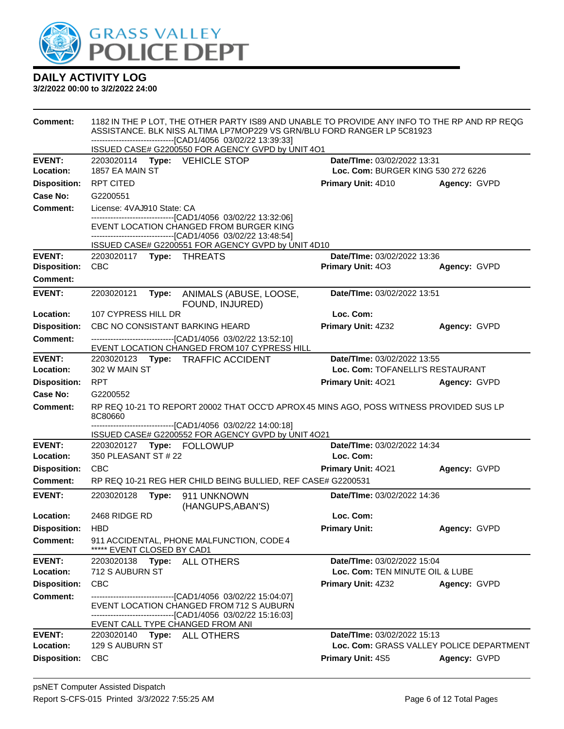# DAILY ACTIVITY LOG

**3/2/2022 00:00 to 3/2/2022 24:00**

**Comment:** 1182 IN THE P LOT, THE OTHER PARTY IS89 AND UNABLE TO PROVIDE ANY INFO TO THE RP AND RP REQG ASSISTANCE. BLK NISS ALTIMA LP7MOP229 VS GRN/BLU FORD RANGER LP 5C81923
------------------------------[CAD1/4056 03/02/22 13:39:33]
ISSUED CASE# G2200550 FOR AGENCY GVPD by UNIT 4O1

---

**EVENT:** 2203020114 **Type:** VEHICLE STOP **Date/TIme:** 03/02/2022 13:31
**Location:** 1857 EA MAIN ST **Loc. Com:** BURGER KING 530 272 6226
**Disposition:** RPT CITED **Primary Unit:** 4D10 **Agency:** GVPD
**Case No:** G2200551
**Comment:** License: 4VAJ910 State: CA
------------------------------[CAD1/4056 03/02/22 13:32:06]
EVENT LOCATION CHANGED FROM BURGER KING
------------------------------[CAD1/4056 03/02/22 13:48:54]
ISSUED CASE# G2200551 FOR AGENCY GVPD by UNIT 4D10

---

**EVENT:** 2203020117 **Type:** THREATS **Date/TIme:** 03/02/2022 13:36
**Disposition:** CBC **Primary Unit:** 4O3 **Agency:** GVPD
**Comment:**

---

**EVENT:** 2203020121 **Type:** ANIMALS (ABUSE, LOOSE, FOUND, INJURED) **Date/TIme:** 03/02/2022 13:51
**Location:** 107 CYPRESS HILL DR **Loc. Com:**
**Disposition:** CBC NO CONSISTANT BARKING HEARD **Primary Unit:** 4Z32 **Agency:** GVPD
**Comment:** ------------------------------[CAD1/4056 03/02/22 13:52:10]
EVENT LOCATION CHANGED FROM 107 CYPRESS HILL

---

**EVENT:** 2203020123 **Type:** TRAFFIC ACCIDENT **Date/TIme:** 03/02/2022 13:55
**Location:** 302 W MAIN ST **Loc. Com:** TOFANELLI'S RESTAURANT
**Disposition:** RPT **Primary Unit:** 4O21 **Agency:** GVPD
**Case No:** G2200552
**Comment:** RP REQ 10-21 TO REPORT 20002 THAT OCC'D APROX 45 MINS AGO, POSS WITNESS PROVIDED SUS LP 8C80660
------------------------------[CAD1/4056 03/02/22 14:00:18]
ISSUED CASE# G2200552 FOR AGENCY GVPD by UNIT 4O21

---

**EVENT:** 2203020127 **Type:** FOLLOWUP **Date/TIme:** 03/02/2022 14:34
**Location:** 350 PLEASANT ST # 22 **Loc. Com:**
**Disposition:** CBC **Primary Unit:** 4O21 **Agency:** GVPD
**Comment:** RP REQ 10-21 REG HER CHILD BEING BULLIED, REF CASE# G2200531

---

**EVENT:** 2203020128 **Type:** 911 UNKNOWN (HANGUPS,ABAN'S) **Date/TIme:** 03/02/2022 14:36
**Location:** 2468 RIDGE RD **Loc. Com:**
**Disposition:** HBD **Primary Unit:** **Agency:** GVPD
**Comment:** 911 ACCIDENTAL, PHONE MALFUNCTION, CODE 4
***** EVENT CLOSED BY CAD1

---

**EVENT:** 2203020138 **Type:** ALL OTHERS **Date/TIme:** 03/02/2022 15:04
**Location:** 712 S AUBURN ST **Loc. Com:** TEN MINUTE OIL & LUBE
**Disposition:** CBC **Primary Unit:** 4Z32 **Agency:** GVPD
**Comment:** ------------------------------[CAD1/4056 03/02/22 15:04:07]
EVENT LOCATION CHANGED FROM 712 S AUBURN
------------------------------[CAD1/4056 03/02/22 15:16:03]
EVENT CALL TYPE CHANGED FROM ANI

---

**EVENT:** 2203020140 **Type:** ALL OTHERS **Date/TIme:** 03/02/2022 15:13
**Location:** 129 S AUBURN ST **Loc. Com:** GRASS VALLEY POLICE DEPARTMENT
**Disposition:** CBC **Primary Unit:** 4S5 **Agency:** GVPD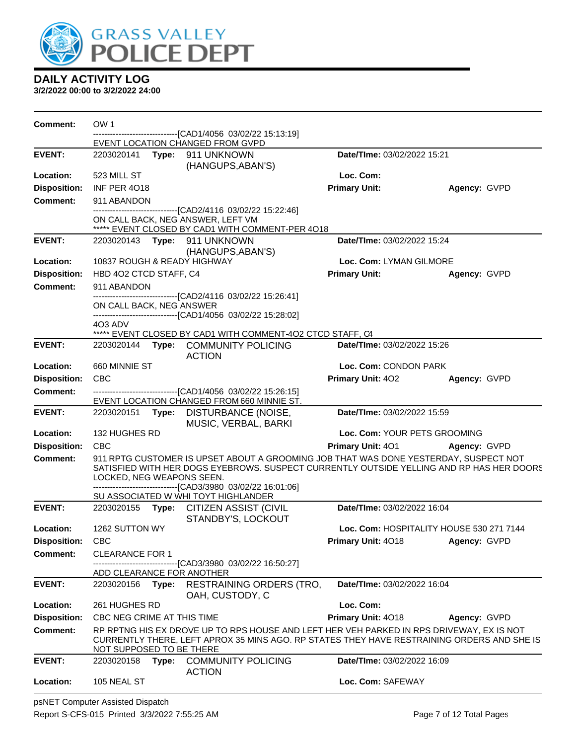# DAILY ACTIVITY LOG

**3/2/2022 00:00 to 3/2/2022 24:00**

**Comment:** OW 1
------------------------------[CAD1/4056 03/02/22 15:13:19]
EVENT LOCATION CHANGED FROM GVPD

---

**EVENT:** 2203020141 **Type:** 911 UNKNOWN (HANGUPS,ABAN'S) **Date/TIme:** 03/02/2022 15:21
**Location:** 523 MILL ST **Loc. Com:**
**Disposition:** INF PER 4O18 **Primary Unit:** **Agency:** GVPD
**Comment:** 911 ABANDON
------------------------------[CAD2/4116 03/02/22 15:22:46]
ON CALL BACK, NEG ANSWER, LEFT VM
***** EVENT CLOSED BY CAD1 WITH COMMENT-PER 4O18

---

**EVENT:** 2203020143 **Type:** 911 UNKNOWN (HANGUPS,ABAN'S) **Date/TIme:** 03/02/2022 15:24
**Location:** 10837 ROUGH & READY HIGHWAY **Loc. Com:** LYMAN GILMORE
**Disposition:** HBD 4O2 CTCD STAFF, C4 **Primary Unit:** **Agency:** GVPD
**Comment:** 911 ABANDON
------------------------------[CAD2/4116 03/02/22 15:26:41]
ON CALL BACK, NEG ANSWER
------------------------------[CAD1/4056 03/02/22 15:28:02]
4O3 ADV
***** EVENT CLOSED BY CAD1 WITH COMMENT-4O2 CTCD STAFF, C4

---

**EVENT:** 2203020144 **Type:** COMMUNITY POLICING ACTION **Date/TIme:** 03/02/2022 15:26
**Location:** 660 MINNIE ST **Loc. Com:** CONDON PARK
**Disposition:** CBC **Primary Unit:** 4O2 **Agency:** GVPD
**Comment:**
------------------------------[CAD1/4056 03/02/22 15:26:15]
EVENT LOCATION CHANGED FROM 660 MINNIE ST.

---

**EVENT:** 2203020151 **Type:** DISTURBANCE (NOISE, MUSIC, VERBAL, BARKI **Date/TIme:** 03/02/2022 15:59
**Location:** 132 HUGHES RD **Loc. Com:** YOUR PETS GROOMING
**Disposition:** CBC **Primary Unit:** 4O1 **Agency:** GVPD
**Comment:** 911 RPTG CUSTOMER IS UPSET ABOUT A GROOMING JOB THAT WAS DONE YESTERDAY, SUSPECT NOT SATISFIED WITH HER DOGS EYEBROWS. SUSPECT CURRENTLY OUTSIDE YELLING AND RP HAS HER DOORS LOCKED, NEG WEAPONS SEEN.
------------------------------[CAD3/3980 03/02/22 16:01:06]
SU ASSOCIATED W WHI TOYT HIGHLANDER

---

**EVENT:** 2203020155 **Type:** CITIZEN ASSIST (CIVIL STANDBY'S, LOCKOUT **Date/TIme:** 03/02/2022 16:04
**Location:** 1262 SUTTON WY **Loc. Com:** HOSPITALITY HOUSE 530 271 7144
**Disposition:** CBC **Primary Unit:** 4O18 **Agency:** GVPD
**Comment:** CLEARANCE FOR 1
------------------------------[CAD3/3980 03/02/22 16:50:27]
ADD CLEARANCE FOR ANOTHER

---

**EVENT:** 2203020156 **Type:** RESTRAINING ORDERS (TRO, OAH, CUSTODY, C **Date/TIme:** 03/02/2022 16:04
**Location:** 261 HUGHES RD **Loc. Com:**
**Disposition:** CBC NEG CRIME AT THIS TIME **Primary Unit:** 4O18 **Agency:** GVPD
**Comment:** RP RPTNG HIS EX DROVE UP TO RPS HOUSE AND LEFT HER VEH PARKED IN RPS DRIVEWAY, EX IS NOT CURRENTLY THERE, LEFT APROX 35 MINS AGO. RP STATES THEY HAVE RESTRAINING ORDERS AND SHE IS NOT SUPPOSED TO BE THERE

---

**EVENT:** 2203020158 **Type:** COMMUNITY POLICING ACTION **Date/TIme:** 03/02/2022 16:09
**Location:** 105 NEAL ST **Loc. Com:** SAFEWAY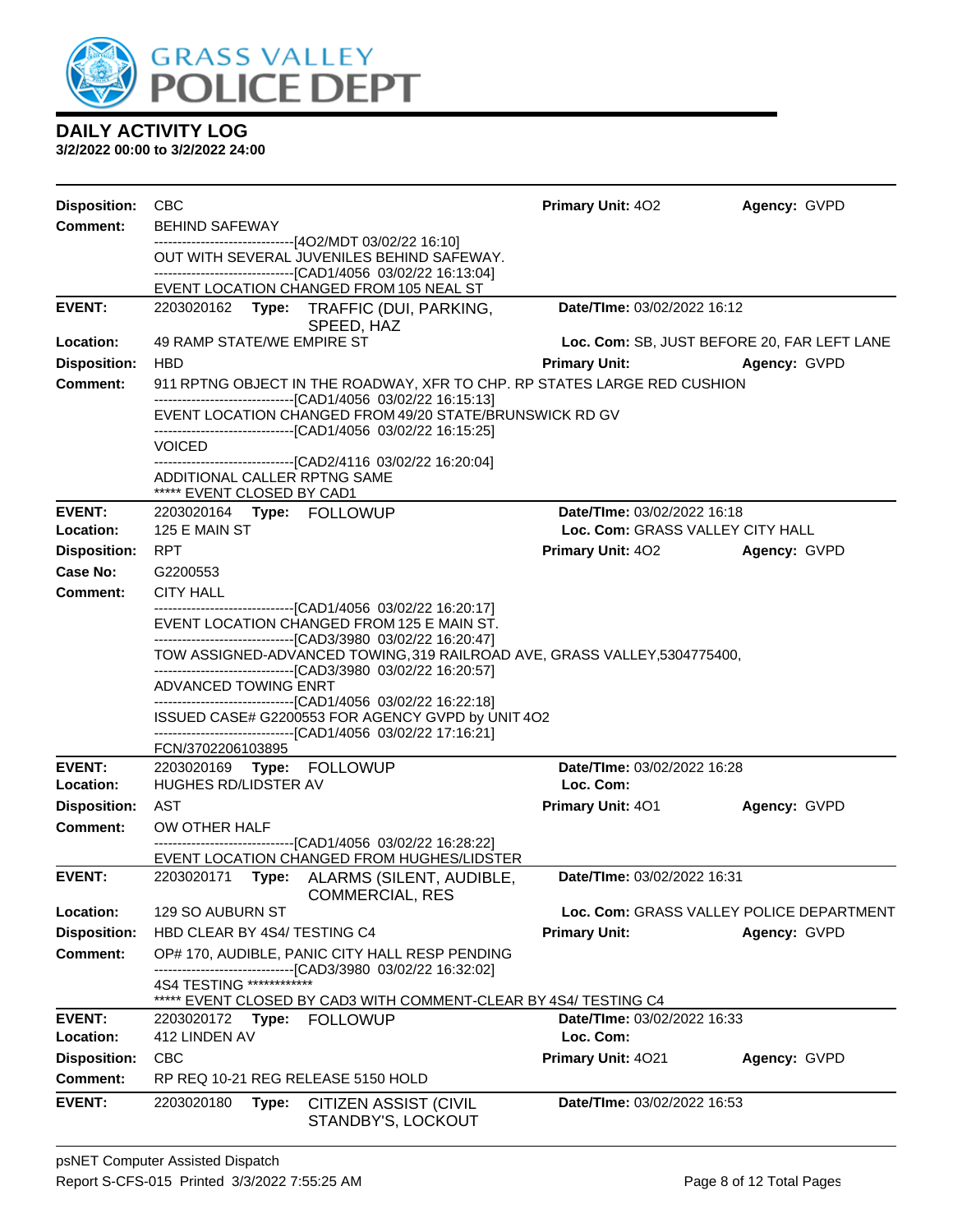# DAILY ACTIVITY LOG

**3/2/2022 00:00 to 3/2/2022 24:00**

**Disposition:** CBC | **Primary Unit:** 4O2 | **Agency:** GVPD

**Comment:** BEHIND SAFEWAY

------------------------------[4O2/MDT 03/02/22 16:10]

OUT WITH SEVERAL JUVENILES BEHIND SAFEWAY.

------------------------------[CAD1/4056 03/02/22 16:13:04]

EVENT LOCATION CHANGED FROM 105 NEAL ST

---

**EVENT:** 2203020162 **Type:** TRAFFIC (DUI, PARKING, SPEED, HAZ | **Date/TIme:** 03/02/2022 16:12

**Location:** 49 RAMP STATE/WE EMPIRE ST | **Loc. Com:** SB, JUST BEFORE 20, FAR LEFT LANE

**Disposition:** HBD | **Primary Unit:** | **Agency:** GVPD

**Comment:** 911 RPTNG OBJECT IN THE ROADWAY, XFR TO CHP. RP STATES LARGE RED CUSHION

------------------------------[CAD1/4056 03/02/22 16:15:13]

EVENT LOCATION CHANGED FROM 49/20 STATE/BRUNSWICK RD GV

------------------------------[CAD1/4056 03/02/22 16:15:25]

VOICED

------------------------------[CAD2/4116 03/02/22 16:20:04]

ADDITIONAL CALLER RPTNG SAME

***** EVENT CLOSED BY CAD1

---

**EVENT:** 2203020164 **Type:** FOLLOWUP | **Date/TIme:** 03/02/2022 16:18

**Location:** 125 E MAIN ST | **Loc. Com:** GRASS VALLEY CITY HALL

**Disposition:** RPT | **Primary Unit:** 4O2 | **Agency:** GVPD

**Case No:** G2200553

**Comment:** CITY HALL

------------------------------[CAD1/4056 03/02/22 16:20:17]

EVENT LOCATION CHANGED FROM 125 E MAIN ST.

------------------------------[CAD3/3980 03/02/22 16:20:47]

TOW ASSIGNED-ADVANCED TOWING,319 RAILROAD AVE, GRASS VALLEY,5304775400,

------------------------------[CAD3/3980 03/02/22 16:20:57]

ADVANCED TOWING ENRT

------------------------------[CAD1/4056 03/02/22 16:22:18]

ISSUED CASE# G2200553 FOR AGENCY GVPD by UNIT 4O2

------------------------------[CAD1/4056 03/02/22 17:16:21]

FCN/3702206103895

---

**EVENT:** 2203020169 **Type:** FOLLOWUP | **Date/TIme:** 03/02/2022 16:28

**Location:** HUGHES RD/LIDSTER AV | **Loc. Com:**

**Disposition:** AST | **Primary Unit:** 4O1 | **Agency:** GVPD

**Comment:** OW OTHER HALF

------------------------------[CAD1/4056 03/02/22 16:28:22]

EVENT LOCATION CHANGED FROM HUGHES/LIDSTER

---

**EVENT:** 2203020171 **Type:** ALARMS (SILENT, AUDIBLE, COMMERCIAL, RES | **Date/TIme:** 03/02/2022 16:31

**Location:** 129 SO AUBURN ST | **Loc. Com:** GRASS VALLEY POLICE DEPARTMENT

**Disposition:** HBD CLEAR BY 4S4/ TESTING C4 | **Primary Unit:** | **Agency:** GVPD

**Comment:** OP# 170, AUDIBLE, PANIC CITY HALL RESP PENDING

------------------------------[CAD3/3980 03/02/22 16:32:02]

4S4 TESTING ************

***** EVENT CLOSED BY CAD3 WITH COMMENT-CLEAR BY 4S4/ TESTING C4

---

**EVENT:** 2203020172 **Type:** FOLLOWUP | **Date/TIme:** 03/02/2022 16:33

**Location:** 412 LINDEN AV | **Loc. Com:**

**Disposition:** CBC | **Primary Unit:** 4O21 | **Agency:** GVPD

**Comment:** RP REQ 10-21 REG RELEASE 5150 HOLD

---

**EVENT:** 2203020180 **Type:** CITIZEN ASSIST (CIVIL STANDBY'S, LOCKOUT | **Date/TIme:** 03/02/2022 16:53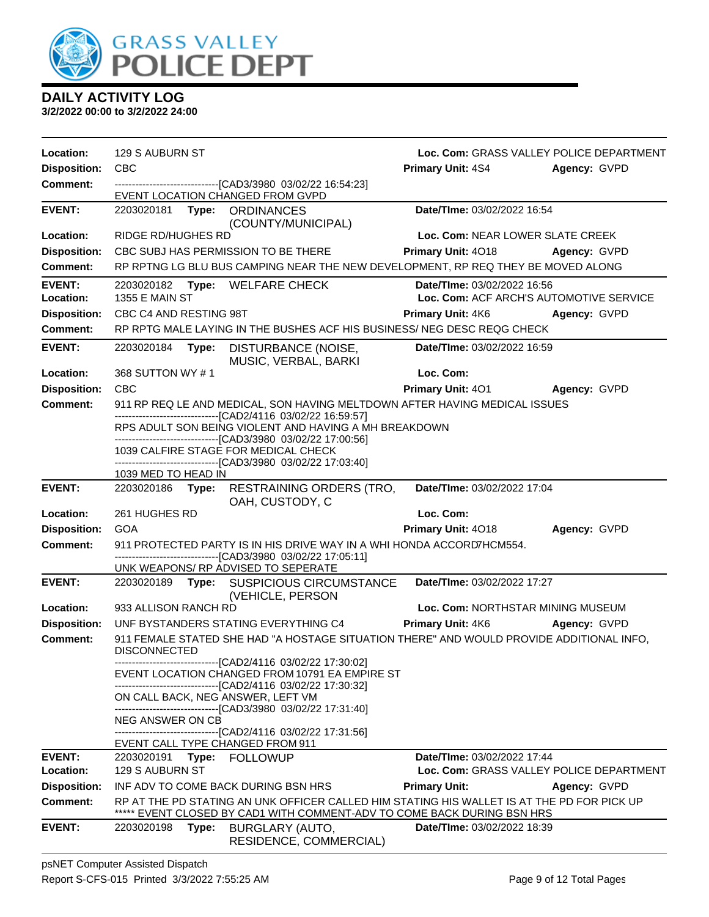**DAILY ACTIVITY LOG**
**3/2/2022 00:00 to 3/2/2022 24:00**

**Location:** 129 S AUBURN ST **Loc. Com:** GRASS VALLEY POLICE DEPARTMENT
**Disposition:** CBC **Primary Unit:** 4S4 **Agency:** GVPD
**Comment:** ------------------------------[CAD3/3980 03/02/22 16:54:23]
EVENT LOCATION CHANGED FROM GVPD

---

**EVENT:** 2203020181 **Type:** ORDINANCES (COUNTY/MUNICIPAL) **Date/TIme:** 03/02/2022 16:54
**Location:** RIDGE RD/HUGHES RD **Loc. Com:** NEAR LOWER SLATE CREEK
**Disposition:** CBC SUBJ HAS PERMISSION TO BE THERE **Primary Unit:** 4O18 **Agency:** GVPD
**Comment:** RP RPTNG LG BLU BUS CAMPING NEAR THE NEW DEVELOPMENT, RP REQ THEY BE MOVED ALONG

---

**EVENT:** 2203020182 **Type:** WELFARE CHECK **Date/TIme:** 03/02/2022 16:56
**Location:** 1355 E MAIN ST **Loc. Com:** ACF ARCH'S AUTOMOTIVE SERVICE
**Disposition:** CBC C4 AND RESTING 98T **Primary Unit:** 4K6 **Agency:** GVPD
**Comment:** RP RPTG MALE LAYING IN THE BUSHES ACF HIS BUSINESS/ NEG DESC REQG CHECK

---

**EVENT:** 2203020184 **Type:** DISTURBANCE (NOISE, MUSIC, VERBAL, BARKI **Date/TIme:** 03/02/2022 16:59
**Location:** 368 SUTTON WY # 1 **Loc. Com:**
**Disposition:** CBC **Primary Unit:** 4O1 **Agency:** GVPD
**Comment:** 911 RP REQ LE AND MEDICAL, SON HAVING MELTDOWN AFTER HAVING MEDICAL ISSUES
------------------------------[CAD2/4116 03/02/22 16:59:57]
RPS ADULT SON BEING VIOLENT AND HAVING A MH BREAKDOWN
------------------------------[CAD3/3980 03/02/22 17:00:56]
1039 CALFIRE STAGE FOR MEDICAL CHECK
------------------------------[CAD3/3980 03/02/22 17:03:40]
1039 MED TO HEAD IN

---

**EVENT:** 2203020186 **Type:** RESTRAINING ORDERS (TRO, OAH, CUSTODY, C **Date/TIme:** 03/02/2022 17:04
**Location:** 261 HUGHES RD **Loc. Com:**
**Disposition:** GOA **Primary Unit:** 4O18 **Agency:** GVPD
**Comment:** 911 PROTECTED PARTY IS IN HIS DRIVE WAY IN A WHI HONDA ACCORD7HCM554.
------------------------------[CAD3/3980 03/02/22 17:05:11]
UNK WEAPONS/ RP ADVISED TO SEPERATE

---

**EVENT:** 2203020189 **Type:** SUSPICIOUS CIRCUMSTANCE (VEHICLE, PERSON **Date/TIme:** 03/02/2022 17:27
**Location:** 933 ALLISON RANCH RD **Loc. Com:** NORTHSTAR MINING MUSEUM
**Disposition:** UNF BYSTANDERS STATING EVERYTHING C4 **Primary Unit:** 4K6 **Agency:** GVPD
**Comment:** 911 FEMALE STATED SHE HAD "A HOSTAGE SITUATION THERE" AND WOULD PROVIDE ADDITIONAL INFO, DISCONNECTED
------------------------------[CAD2/4116 03/02/22 17:30:02]
EVENT LOCATION CHANGED FROM 10791 EA EMPIRE ST
------------------------------[CAD2/4116 03/02/22 17:30:32]
ON CALL BACK, NEG ANSWER, LEFT VM
------------------------------[CAD3/3980 03/02/22 17:31:40]
NEG ANSWER ON CB
------------------------------[CAD2/4116 03/02/22 17:31:56]
EVENT CALL TYPE CHANGED FROM 911

---

**EVENT:** 2203020191 **Type:** FOLLOWUP **Date/TIme:** 03/02/2022 17:44
**Location:** 129 S AUBURN ST **Loc. Com:** GRASS VALLEY POLICE DEPARTMENT
**Disposition:** INF ADV TO COME BACK DURING BSN HRS **Primary Unit:** **Agency:** GVPD
**Comment:** RP AT THE PD STATING AN UNK OFFICER CALLED HIM STATING HIS WALLET IS AT THE PD FOR PICK UP
***** EVENT CLOSED BY CAD1 WITH COMMENT-ADV TO COME BACK DURING BSN HRS

---

**EVENT:** 2203020198 **Type:** BURGLARY (AUTO, RESIDENCE, COMMERCIAL) **Date/TIme:** 03/02/2022 18:39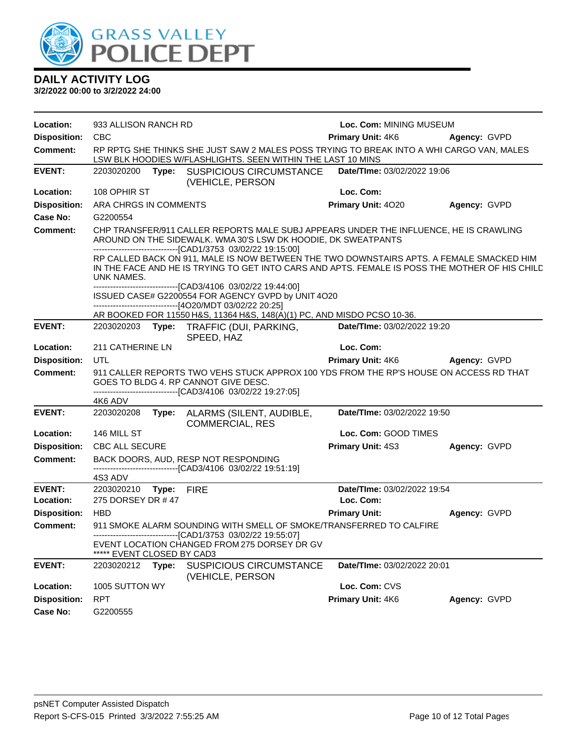# DAILY ACTIVITY LOG

**3/2/2022 00:00 to 3/2/2022 24:00**

**Location:** 933 ALLISON RANCH RD **Loc. Com:** MINING MUSEUM
**Disposition:** CBC **Primary Unit:** 4K6 **Agency:** GVPD
**Comment:** RP RPTG SHE THINKS SHE JUST SAW 2 MALES POSS TRYING TO BREAK INTO A WHI CARGO VAN, MALES LSW BLK HOODIES W/FLASHLIGHTS. SEEN WITHIN THE LAST 10 MINS

---

**EVENT:** 2203020200 **Type:** SUSPICIOUS CIRCUMSTANCE (VEHICLE, PERSON **Date/TIme:** 03/02/2022 19:06
**Location:** 108 OPHIR ST **Loc. Com:**
**Disposition:** ARA CHRGS IN COMMENTS **Primary Unit:** 4O20 **Agency:** GVPD
**Case No:** G2200554
**Comment:** CHP TRANSFER/911 CALLER REPORTS MALE SUBJ APPEARS UNDER THE INFLUENCE, HE IS CRAWLING AROUND ON THE SIDEWALK. WMA 30'S LSW DK HOODIE, DK SWEATPANTS
------------------------------[CAD1/3753 03/02/22 19:15:00]
RP CALLED BACK ON 911, MALE IS NOW BETWEEN THE TWO DOWNSTAIRS APTS. A FEMALE SMACKED HIM IN THE FACE AND HE IS TRYING TO GET INTO CARS AND APTS. FEMALE IS POSS THE MOTHER OF HIS CHILD UNK NAMES.
------------------------------[CAD3/4106 03/02/22 19:44:00]
ISSUED CASE# G2200554 FOR AGENCY GVPD by UNIT 4O20
------------------------------[4O20/MDT 03/02/22 20:25]
AR BOOKED FOR 11550 H&S, 11364 H&S, 148(A)(1) PC, AND MISDO PCSO 10-36.

---

**EVENT:** 2203020203 **Type:** TRAFFIC (DUI, PARKING, SPEED, HAZ **Date/TIme:** 03/02/2022 19:20
**Location:** 211 CATHERINE LN **Loc. Com:**
**Disposition:** UTL **Primary Unit:** 4K6 **Agency:** GVPD
**Comment:** 911 CALLER REPORTS TWO VEHS STUCK APPROX 100 YDS FROM THE RP'S HOUSE ON ACCESS RD THAT GOES TO BLDG 4. RP CANNOT GIVE DESC.
------------------------------[CAD3/4106 03/02/22 19:27:05]
4K6 ADV

---

**EVENT:** 2203020208 **Type:** ALARMS (SILENT, AUDIBLE, COMMERCIAL, RES **Date/TIme:** 03/02/2022 19:50
**Location:** 146 MILL ST **Loc. Com:** GOOD TIMES
**Disposition:** CBC ALL SECURE **Primary Unit:** 4S3 **Agency:** GVPD
**Comment:** BACK DOORS, AUD, RESP NOT RESPONDING
------------------------------[CAD3/4106 03/02/22 19:51:19]
4S3 ADV

---

**EVENT:** 2203020210 **Type:** FIRE **Date/TIme:** 03/02/2022 19:54
**Location:** 275 DORSEY DR # 47 **Loc. Com:**
**Disposition:** HBD **Primary Unit:** **Agency:** GVPD
**Comment:** 911 SMOKE ALARM SOUNDING WITH SMELL OF SMOKE/TRANSFERRED TO CALFIRE
------------------------------[CAD1/3753 03/02/22 19:55:07]
EVENT LOCATION CHANGED FROM 275 DORSEY DR GV
***** EVENT CLOSED BY CAD3

---

**EVENT:** 2203020212 **Type:** SUSPICIOUS CIRCUMSTANCE (VEHICLE, PERSON **Date/TIme:** 03/02/2022 20:01
**Location:** 1005 SUTTON WY **Loc. Com:** CVS
**Disposition:** RPT **Primary Unit:** 4K6 **Agency:** GVPD
**Case No:** G2200555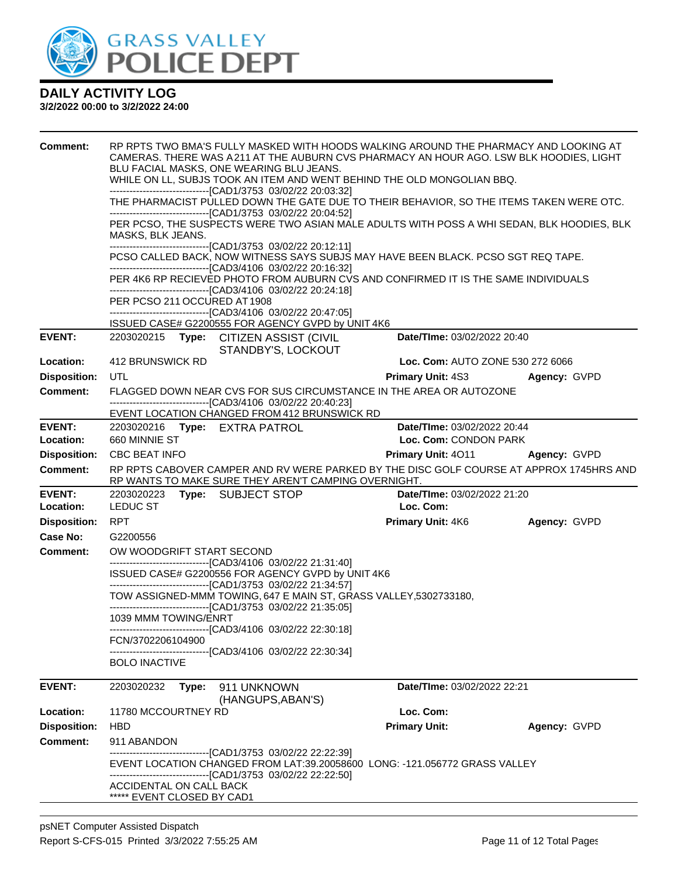**DAILY ACTIVITY LOG**
**3/2/2022 00:00 to 3/2/2022 24:00**

**Comment:** RP RPTS TWO BMA'S FULLY MASKED WITH HOODS WALKING AROUND THE PHARMACY AND LOOKING AT CAMERAS. THERE WAS A 211 AT THE AUBURN CVS PHARMACY AN HOUR AGO. LSW BLK HOODIES, LIGHT BLU FACIAL MASKS, ONE WEARING BLU JEANS.
WHILE ON LL, SUBJS TOOK AN ITEM AND WENT BEHIND THE OLD MONGOLIAN BBQ.
------------------------------[CAD1/3753 03/02/22 20:03:32]
THE PHARMACIST PULLED DOWN THE GATE DUE TO THEIR BEHAVIOR, SO THE ITEMS TAKEN WERE OTC.
------------------------------[CAD1/3753 03/02/22 20:04:52]
PER PCSO, THE SUSPECTS WERE TWO ASIAN MALE ADULTS WITH POSS A WHI SEDAN, BLK HOODIES, BLK MASKS, BLK JEANS.
------------------------------[CAD1/3753 03/02/22 20:12:11]
PCSO CALLED BACK, NOW WITNESS SAYS SUBJS MAY HAVE BEEN BLACK. PCSO SGT REQ TAPE.
------------------------------[CAD3/4106 03/02/22 20:16:32]
PER 4K6 RP RECIEVED PHOTO FROM AUBURN CVS AND CONFIRMED IT IS THE SAME INDIVIDUALS
------------------------------[CAD3/4106 03/02/22 20:24:18]
PER PCSO 211 OCCURED AT 1908
------------------------------[CAD3/4106 03/02/22 20:47:05]
ISSUED CASE# G2200555 FOR AGENCY GVPD by UNIT 4K6

---

**EVENT:** 2203020215 **Type:** CITIZEN ASSIST (CIVIL STANDBY'S, LOCKOUT **Date/TIme:** 03/02/2022 20:40
**Location:** 412 BRUNSWICK RD **Loc. Com:** AUTO ZONE 530 272 6066
**Disposition:** UTL **Primary Unit:** 4S3 **Agency:** GVPD
**Comment:** FLAGGED DOWN NEAR CVS FOR SUS CIRCUMSTANCE IN THE AREA OR AUTOZONE
------------------------------[CAD3/4106 03/02/22 20:40:23]
EVENT LOCATION CHANGED FROM 412 BRUNSWICK RD

---

**EVENT:** 2203020216 **Type:** EXTRA PATROL **Date/TIme:** 03/02/2022 20:44
**Location:** 660 MINNIE ST **Loc. Com:** CONDON PARK
**Disposition:** CBC BEAT INFO **Primary Unit:** 4O11 **Agency:** GVPD
**Comment:** RP RPTS CABOVER CAMPER AND RV WERE PARKED BY THE DISC GOLF COURSE AT APPROX 1745HRS AND RP WANTS TO MAKE SURE THEY AREN'T CAMPING OVERNIGHT.

---

**EVENT:** 2203020223 **Type:** SUBJECT STOP **Date/TIme:** 03/02/2022 21:20
**Location:** LEDUC ST **Loc. Com:**
**Disposition:** RPT **Primary Unit:** 4K6 **Agency:** GVPD
**Case No:** G2200556
**Comment:** OW WOODGRIFT START SECOND
------------------------------[CAD3/4106 03/02/22 21:31:40]
ISSUED CASE# G2200556 FOR AGENCY GVPD by UNIT 4K6
------------------------------[CAD1/3753 03/02/22 21:34:57]
TOW ASSIGNED-MMM TOWING, 647 E MAIN ST, GRASS VALLEY,5302733180,
------------------------------[CAD1/3753 03/02/22 21:35:05]
1039 MMM TOWING/ENRT
------------------------------[CAD3/4106 03/02/22 22:30:18]
FCN/3702206104900
------------------------------[CAD3/4106 03/02/22 22:30:34]
BOLO INACTIVE

---

**EVENT:** 2203020232 **Type:** 911 UNKNOWN (HANGUPS,ABAN'S) **Date/TIme:** 03/02/2022 22:21
**Location:** 11780 MCCOURTNEY RD **Loc. Com:**
**Disposition:** HBD **Primary Unit:** **Agency:** GVPD
**Comment:** 911 ABANDON
------------------------------[CAD1/3753 03/02/22 22:22:39]
EVENT LOCATION CHANGED FROM LAT:39.20058600 LONG: -121.056772 GRASS VALLEY
------------------------------[CAD1/3753 03/02/22 22:22:50]
ACCIDENTAL ON CALL BACK
***** EVENT CLOSED BY CAD1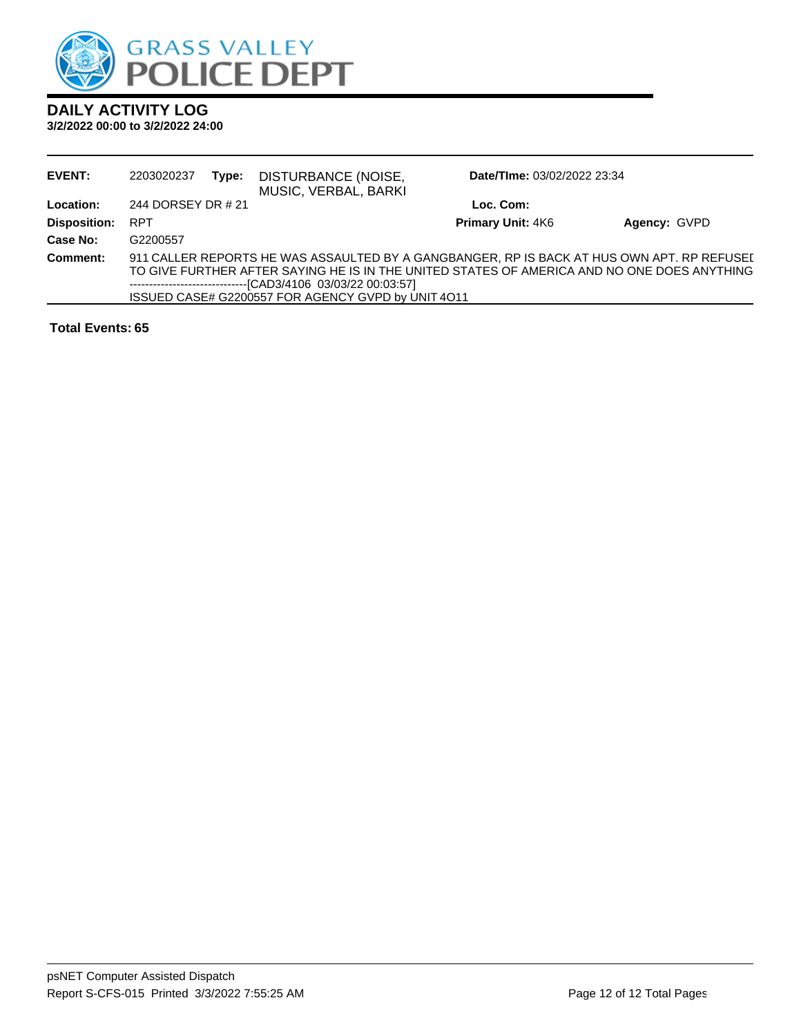## DAILY ACTIVITY LOG

**3/2/2022 00:00 to 3/2/2022 24:00**

| | | | | | |
|---|---|---|---|---|---|
| **EVENT:** | 2203020237 **Type:** | DISTURBANCE (NOISE, MUSIC, VERBAL, BARKI | **Date/TIme:** 03/02/2022 23:34 | | |
| **Location:** | 244 DORSEY DR # 21 | | **Loc. Com:** | | |
| **Disposition:** | RPT | | **Primary Unit:** 4K6 | **Agency:** GVPD | |
| **Case No:** | G2200557 | | | | |
| **Comment:** | 911 CALLER REPORTS HE WAS ASSAULTED BY A GANGBANGER, RP IS BACK AT HUS OWN APT. RP REFUSEI TO GIVE FURTHER AFTER SAYING HE IS IN THE UNITED STATES OF AMERICA AND NO ONE DOES ANYTHING ------------------------------[CAD3/4106 03/03/22 00:03:57] ISSUED CASE# G2200557 FOR AGENCY GVPD by UNIT 4O11 | | | | |

**Total Events: 65**

psNET Computer Assisted Dispatch
Report S-CFS-015 Printed 3/3/2022 7:55:25 AM